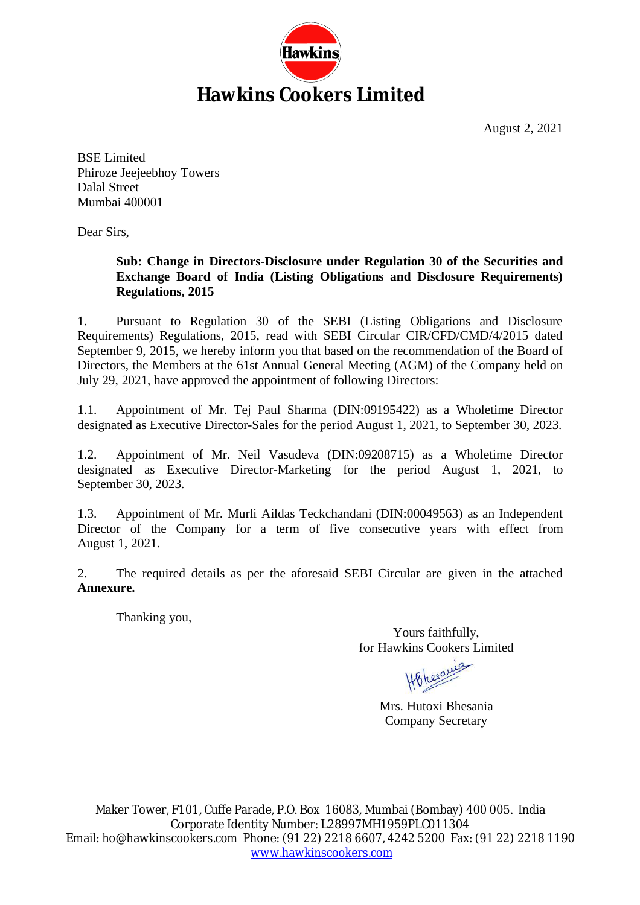# Hawkins Cookers Limited

August 2, 2021

BSE Limited
Phiroze Jeejeebhoy Towers
Dalal Street
Mumbai 400001

Dear Sirs,

**Sub: Change in Directors-Disclosure under Regulation 30 of the Securities and Exchange Board of India (Listing Obligations and Disclosure Requirements) Regulations, 2015**

1. Pursuant to Regulation 30 of the SEBI (Listing Obligations and Disclosure Requirements) Regulations, 2015, read with SEBI Circular CIR/CFD/CMD/4/2015 dated September 9, 2015, we hereby inform you that based on the recommendation of the Board of Directors, the Members at the 61st Annual General Meeting (AGM) of the Company held on July 29, 2021, have approved the appointment of following Directors:

1.1. Appointment of Mr. Tej Paul Sharma (DIN:09195422) as a Wholetime Director designated as Executive Director-Sales for the period August 1, 2021, to September 30, 2023.

1.2. Appointment of Mr. Neil Vasudeva (DIN:09208715) as a Wholetime Director designated as Executive Director-Marketing for the period August 1, 2021, to September 30, 2023.

1.3. Appointment of Mr. Murli Aildas Teckchandani (DIN:00049563) as an Independent Director of the Company for a term of five consecutive years with effect from August 1, 2021.

2. The required details as per the aforesaid SEBI Circular are given in the attached **Annexure.**

Thanking you,

Yours faithfully,
for Hawkins Cookers Limited

Mrs. Hutoxi Bhesania
Company Secretary

Maker Tower, F101, Cuffe Parade, P.O. Box 16083, Mumbai (Bombay) 400 005. India
Corporate Identity Number: L28997MH1959PLC011304
Email: ho@hawkinscookers.com Phone: (91 22) 2218 6607, 4242 5200 Fax: (91 22) 2218 1190
www.hawkinscookers.com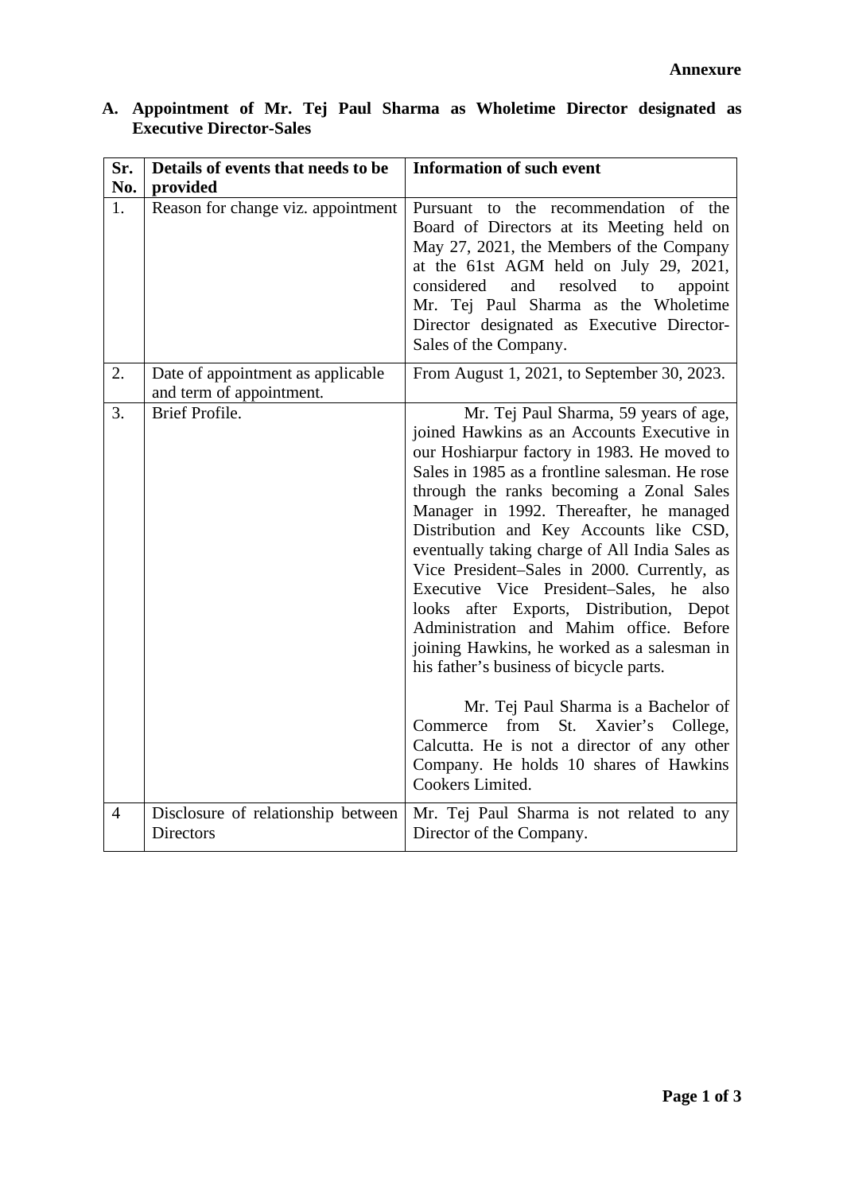**Annexure**

**A. Appointment of Mr. Tej Paul Sharma as Wholetime Director designated as Executive Director-Sales**

| **Sr. No.** | **Details of events that needs to be provided** | **Information of such event** |
|---|---|---|
| 1. | Reason for change viz. appointment | Pursuant to the recommendation of the Board of Directors at its Meeting held on May 27, 2021, the Members of the Company at the 61st AGM held on July 29, 2021, considered and resolved to appoint Mr. Tej Paul Sharma as the Wholetime Director designated as Executive Director-Sales of the Company. |
| 2. | Date of appointment as applicable and term of appointment. | From August 1, 2021, to September 30, 2023. |
| 3. | Brief Profile. | Mr. Tej Paul Sharma, 59 years of age, joined Hawkins as an Accounts Executive in our Hoshiarpur factory in 1983. He moved to Sales in 1985 as a frontline salesman. He rose through the ranks becoming a Zonal Sales Manager in 1992. Thereafter, he managed Distribution and Key Accounts like CSD, eventually taking charge of All India Sales as Vice President–Sales in 2000. Currently, as Executive Vice President–Sales, he also looks after Exports, Distribution, Depot Administration and Mahim office. Before joining Hawkins, he worked as a salesman in his father's business of bicycle parts.<br><br>Mr. Tej Paul Sharma is a Bachelor of Commerce from St. Xavier's College, Calcutta. He is not a director of any other Company. He holds 10 shares of Hawkins Cookers Limited. |
| 4 | Disclosure of relationship between Directors | Mr. Tej Paul Sharma is not related to any Director of the Company. |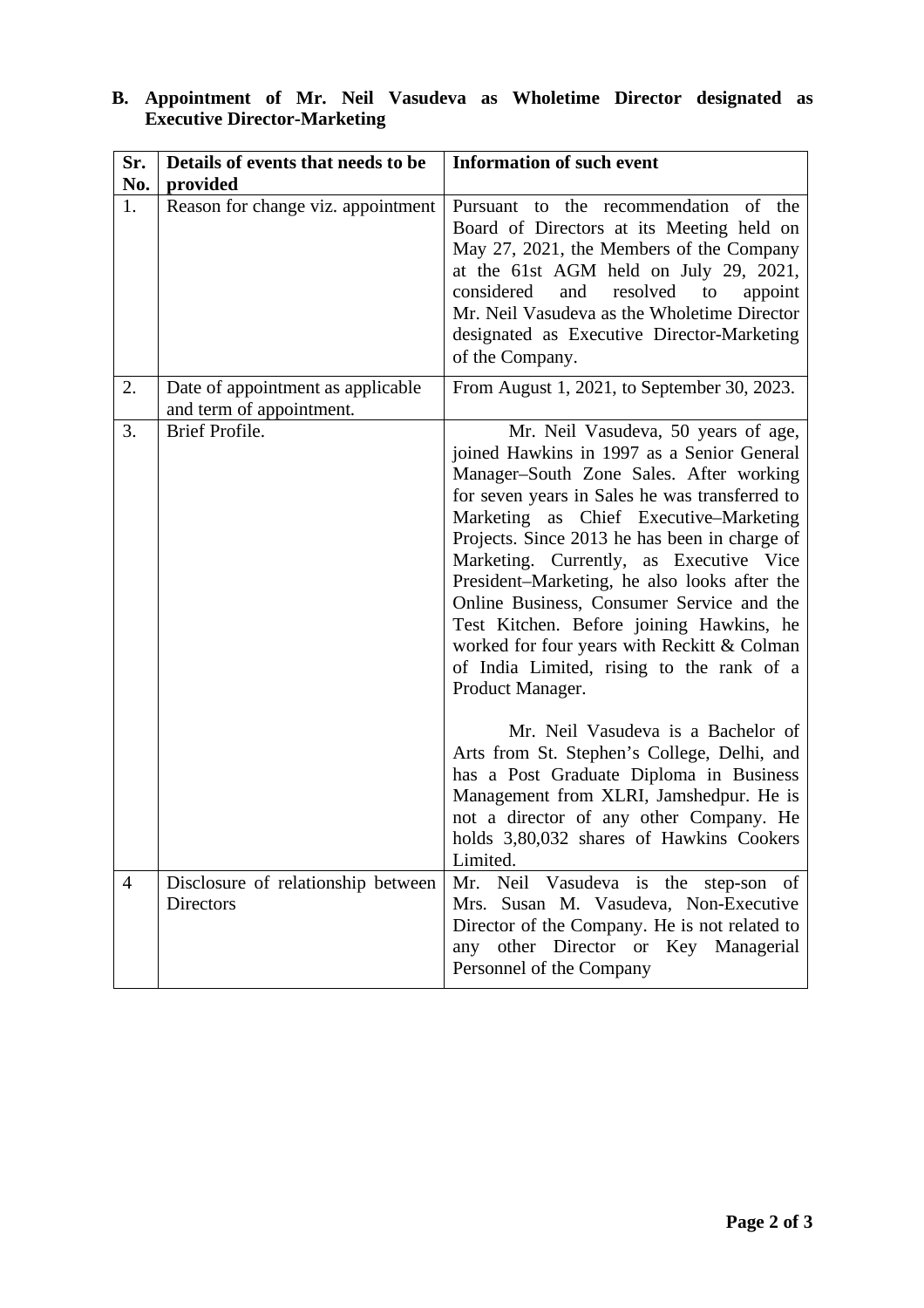**B. Appointment of Mr. Neil Vasudeva as Wholetime Director designated as Executive Director-Marketing**

| Sr. No. | Details of events that needs to be provided | Information of such event |
|---|---|---|
| 1. | Reason for change viz. appointment | Pursuant to the recommendation of the Board of Directors at its Meeting held on May 27, 2021, the Members of the Company at the 61st AGM held on July 29, 2021, considered and resolved to appoint Mr. Neil Vasudeva as the Wholetime Director designated as Executive Director-Marketing of the Company. |
| 2. | Date of appointment as applicable and term of appointment. | From August 1, 2021, to September 30, 2023. |
| 3. | Brief Profile. | Mr. Neil Vasudeva, 50 years of age, joined Hawkins in 1997 as a Senior General Manager–South Zone Sales. After working for seven years in Sales he was transferred to Marketing as Chief Executive–Marketing Projects. Since 2013 he has been in charge of Marketing. Currently, as Executive Vice President–Marketing, he also looks after the Online Business, Consumer Service and the Test Kitchen. Before joining Hawkins, he worked for four years with Reckitt & Colman of India Limited, rising to the rank of a Product Manager.<br><br>Mr. Neil Vasudeva is a Bachelor of Arts from St. Stephen's College, Delhi, and has a Post Graduate Diploma in Business Management from XLRI, Jamshedpur. He is not a director of any other Company. He holds 3,80,032 shares of Hawkins Cookers Limited. |
| 4 | Disclosure of relationship between Directors | Mr. Neil Vasudeva is the step-son of Mrs. Susan M. Vasudeva, Non-Executive Director of the Company. He is not related to any other Director or Key Managerial Personnel of the Company |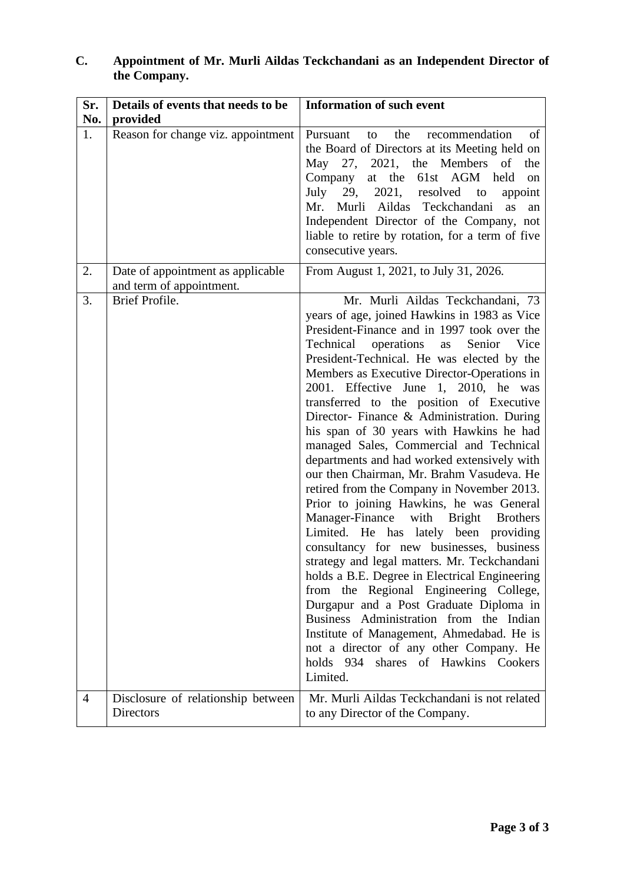**C. Appointment of Mr. Murli Aildas Teckchandani as an Independent Director of the Company.**

| Sr. No. | Details of events that needs to be provided | Information of such event |
|---|---|---|
| 1. | Reason for change viz. appointment | Pursuant to the recommendation of the Board of Directors at its Meeting held on May 27, 2021, the Members of the Company at the 61st AGM held on July 29, 2021, resolved to appoint Mr. Murli Aildas Teckchandani as an Independent Director of the Company, not liable to retire by rotation, for a term of five consecutive years. |
| 2. | Date of appointment as applicable and term of appointment. | From August 1, 2021, to July 31, 2026. |
| 3. | Brief Profile. | Mr. Murli Aildas Teckchandani, 73 years of age, joined Hawkins in 1983 as Vice President-Finance and in 1997 took over the Technical operations as Senior Vice President-Technical. He was elected by the Members as Executive Director-Operations in 2001. Effective June 1, 2010, he was transferred to the position of Executive Director- Finance & Administration. During his span of 30 years with Hawkins he had managed Sales, Commercial and Technical departments and had worked extensively with our then Chairman, Mr. Brahm Vasudeva. He retired from the Company in November 2013. Prior to joining Hawkins, he was General Manager-Finance with Bright Brothers Limited. He has lately been providing consultancy for new businesses, business strategy and legal matters. Mr. Teckchandani holds a B.E. Degree in Electrical Engineering from the Regional Engineering College, Durgapur and a Post Graduate Diploma in Business Administration from the Indian Institute of Management, Ahmedabad. He is not a director of any other Company. He holds 934 shares of Hawkins Cookers Limited. |
| 4 | Disclosure of relationship between Directors | Mr. Murli Aildas Teckchandani is not related to any Director of the Company. |